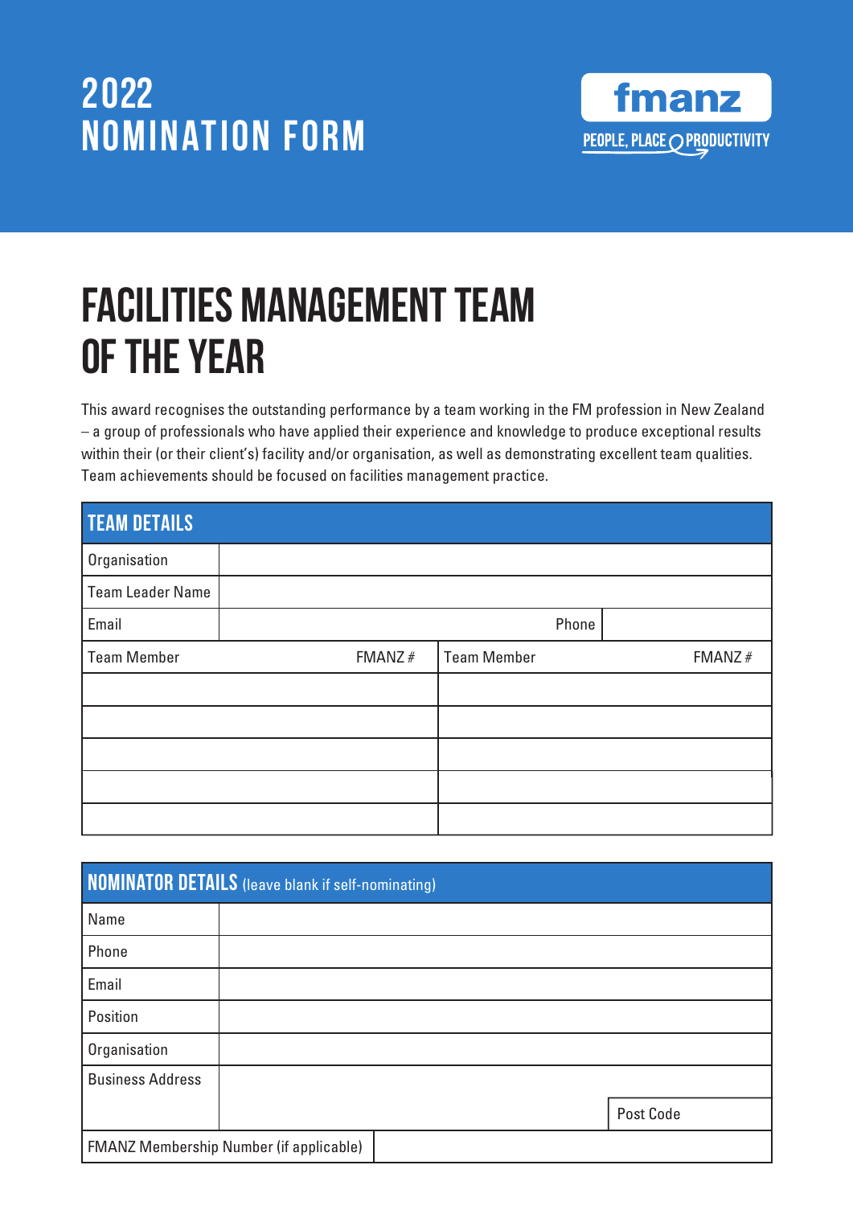# 2022 NOMINATION FORM

fmanz

PEOPLE, PLACE PRODUCTIVITY

# FACILITIES MANAGEMENT TEAM OF THE YEAR

This award recognises the outstanding performance by a team working in the FM profession in New Zealand – a group of professionals who have applied their experience and knowledge to produce exceptional results within their (or their client's) facility and/or organisation, as well as demonstrating excellent team qualities. Team achievements should be focused on facilities management practice.

| TEAM DETAILS | | | |
|---|---|---|---|
| Organisation | | | |
| Team Leader Name | | | |
| Email | | Phone | |
| Team Member | FMANZ # | Team Member | FMANZ # |
| | | | |
| | | | |
| | | | |
| | | | |
| | | | |

| NOMINATOR DETAILS (leave blank if self-nominating) | | |
|---|---|---|
| Name | | |
| Phone | | |
| Email | | |
| Position | | |
| Organisation | | |
| Business Address | | Post Code |
| FMANZ Membership Number (if applicable) | | |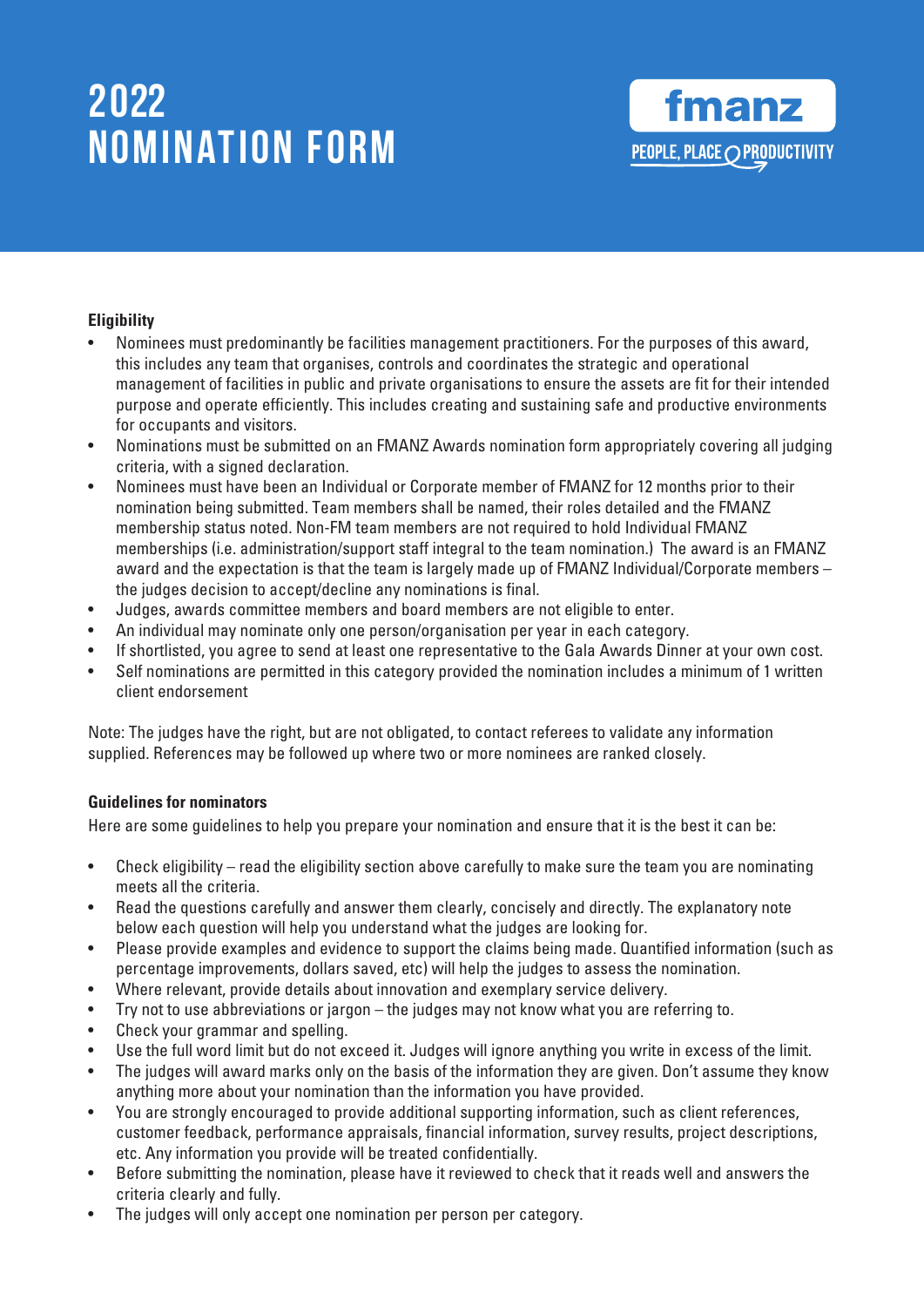# 2022 NOMINATION FORM

fmanz

PEOPLE, PLACE PRODUCTIVITY

**Eligibility**

- Nominees must predominantly be facilities management practitioners. For the purposes of this award, this includes any team that organises, controls and coordinates the strategic and operational management of facilities in public and private organisations to ensure the assets are fit for their intended purpose and operate efficiently. This includes creating and sustaining safe and productive environments for occupants and visitors.
- Nominations must be submitted on an FMANZ Awards nomination form appropriately covering all judging criteria, with a signed declaration.
- Nominees must have been an Individual or Corporate member of FMANZ for 12 months prior to their nomination being submitted. Team members shall be named, their roles detailed and the FMANZ membership status noted. Non-FM team members are not required to hold Individual FMANZ memberships (i.e. administration/support staff integral to the team nomination.) The award is an FMANZ award and the expectation is that the team is largely made up of FMANZ Individual/Corporate members – the judges decision to accept/decline any nominations is final.
- Judges, awards committee members and board members are not eligible to enter.
- An individual may nominate only one person/organisation per year in each category.
- If shortlisted, you agree to send at least one representative to the Gala Awards Dinner at your own cost.
- Self nominations are permitted in this category provided the nomination includes a minimum of 1 written client endorsement

Note: The judges have the right, but are not obligated, to contact referees to validate any information supplied. References may be followed up where two or more nominees are ranked closely.

**Guidelines for nominators**

Here are some guidelines to help you prepare your nomination and ensure that it is the best it can be:

- Check eligibility – read the eligibility section above carefully to make sure the team you are nominating meets all the criteria.
- Read the questions carefully and answer them clearly, concisely and directly. The explanatory note below each question will help you understand what the judges are looking for.
- Please provide examples and evidence to support the claims being made. Quantified information (such as percentage improvements, dollars saved, etc) will help the judges to assess the nomination.
- Where relevant, provide details about innovation and exemplary service delivery.
- Try not to use abbreviations or jargon – the judges may not know what you are referring to.
- Check your grammar and spelling.
- Use the full word limit but do not exceed it. Judges will ignore anything you write in excess of the limit.
- The judges will award marks only on the basis of the information they are given. Don't assume they know anything more about your nomination than the information you have provided.
- You are strongly encouraged to provide additional supporting information, such as client references, customer feedback, performance appraisals, financial information, survey results, project descriptions, etc. Any information you provide will be treated confidentially.
- Before submitting the nomination, please have it reviewed to check that it reads well and answers the criteria clearly and fully.
- The judges will only accept one nomination per person per category.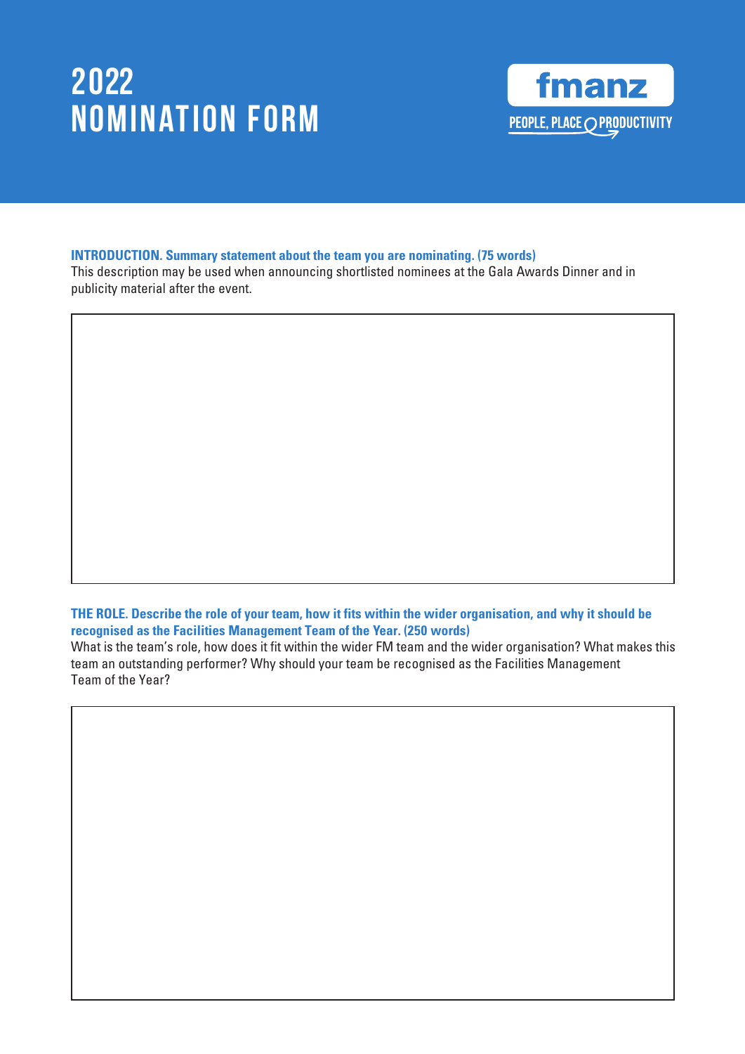# 2022 NOMINATION FORM

fmanz

PEOPLE, PLACE PRODUCTIVITY

**INTRODUCTION. Summary statement about the team you are nominating. (75 words)**

This description may be used when announcing shortlisted nominees at the Gala Awards Dinner and in publicity material after the event.

**THE ROLE. Describe the role of your team, how it fits within the wider organisation, and why it should be recognised as the Facilities Management Team of the Year. (250 words)**

What is the team's role, how does it fit within the wider FM team and the wider organisation? What makes this team an outstanding performer? Why should your team be recognised as the Facilities Management Team of the Year?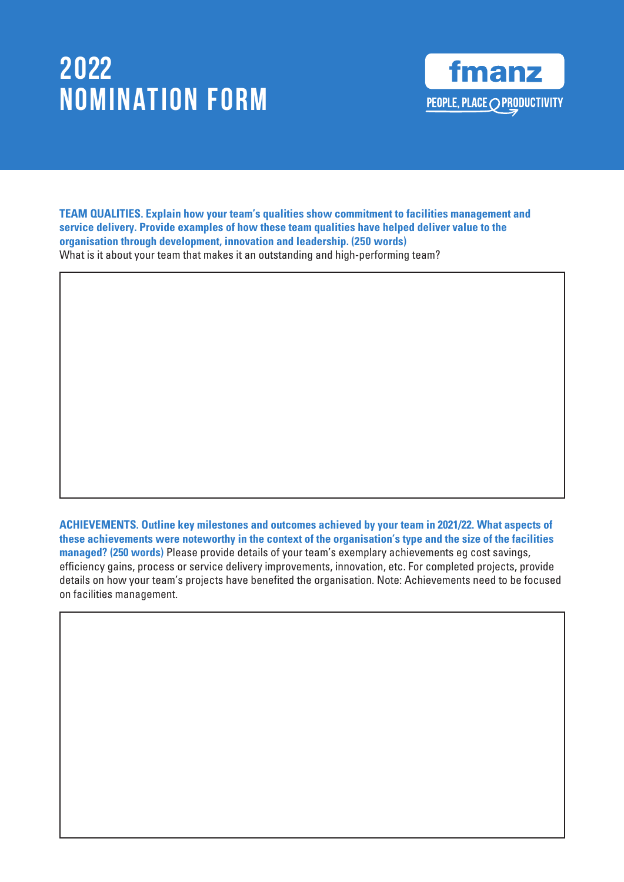# 2022 NOMINATION FORM

fmanz

PEOPLE, PLACE PRODUCTIVITY

**TEAM QUALITIES. Explain how your team's qualities show commitment to facilities management and service delivery. Provide examples of how these team qualities have helped deliver value to the organisation through development, innovation and leadership. (250 words)**
What is it about your team that makes it an outstanding and high-performing team?

**ACHIEVEMENTS. Outline key milestones and outcomes achieved by your team in 2021/22. What aspects of these achievements were noteworthy in the context of the organisation's type and the size of the facilities managed? (250 words)** Please provide details of your team's exemplary achievements eg cost savings, efficiency gains, process or service delivery improvements, innovation, etc. For completed projects, provide details on how your team's projects have benefited the organisation. Note: Achievements need to be focused on facilities management.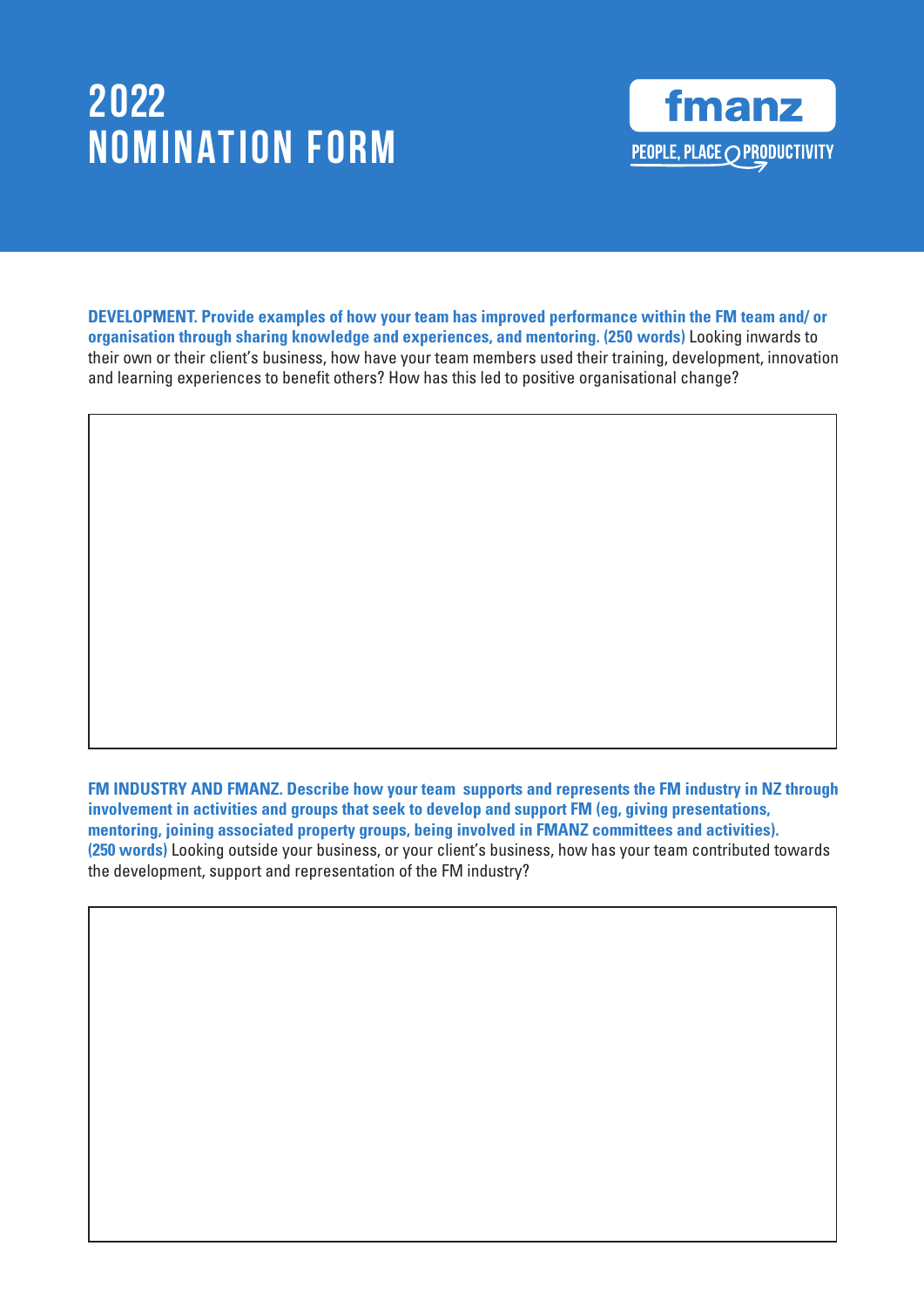# 2022 NOMINATION FORM

fmanz

PEOPLE, PLACE PRODUCTIVITY

**DEVELOPMENT. Provide examples of how your team has improved performance within the FM team and/ or organisation through sharing knowledge and experiences, and mentoring. (250 words)** Looking inwards to their own or their client's business, how have your team members used their training, development, innovation and learning experiences to benefit others? How has this led to positive organisational change?

**FM INDUSTRY AND FMANZ. Describe how your team supports and represents the FM industry in NZ through involvement in activities and groups that seek to develop and support FM (eg, giving presentations, mentoring, joining associated property groups, being involved in FMANZ committees and activities). (250 words)** Looking outside your business, or your client's business, how has your team contributed towards the development, support and representation of the FM industry?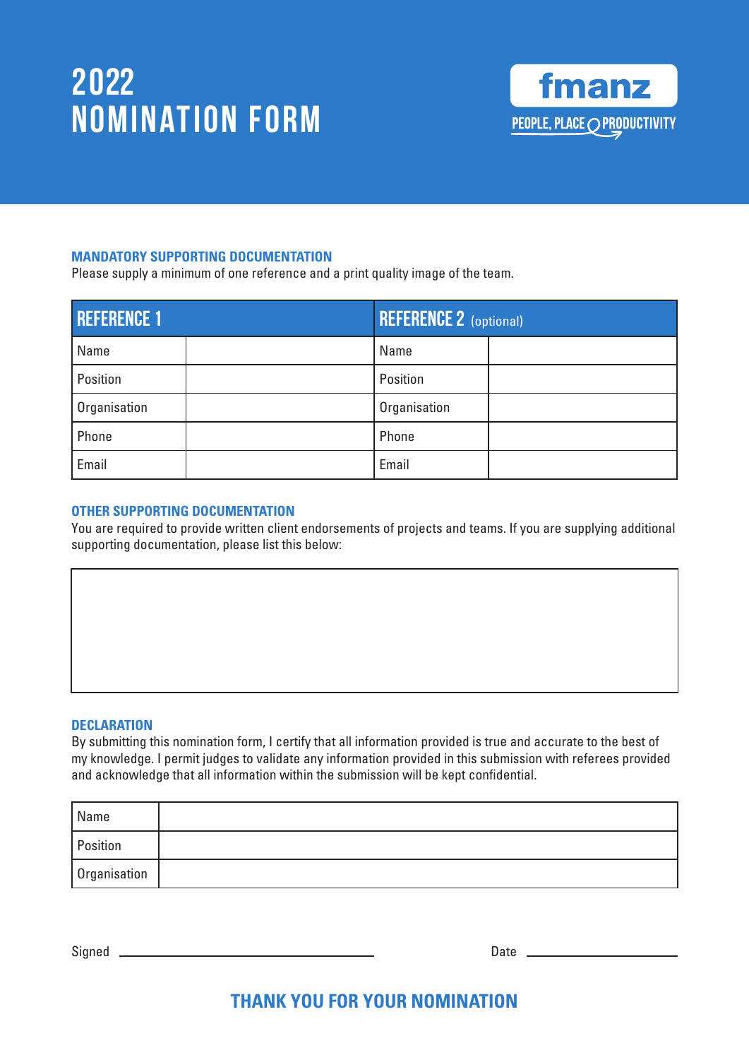# 2022 NOMINATION FORM

fmanz

PEOPLE, PLACE & PRODUCTIVITY

### MANDATORY SUPPORTING DOCUMENTATION

Please supply a minimum of one reference and a print quality image of the team.

| REFERENCE 1 | | REFERENCE 2 (optional) | |
|---|---|---|---|
| Name | | Name | |
| Position | | Position | |
| Organisation | | Organisation | |
| Phone | | Phone | |
| Email | | Email | |

### OTHER SUPPORTING DOCUMENTATION

You are required to provide written client endorsements of projects and teams. If you are supplying additional supporting documentation, please list this below:

### DECLARATION

By submitting this nomination form, I certify that all information provided is true and accurate to the best of my knowledge. I permit judges to validate any information provided in this submission with referees provided and acknowledge that all information within the submission will be kept confidential.

| | |
|---|---|
| Name | |
| Position | |
| Organisation | |

Signed ______________________ Date ______________

## THANK YOU FOR YOUR NOMINATION